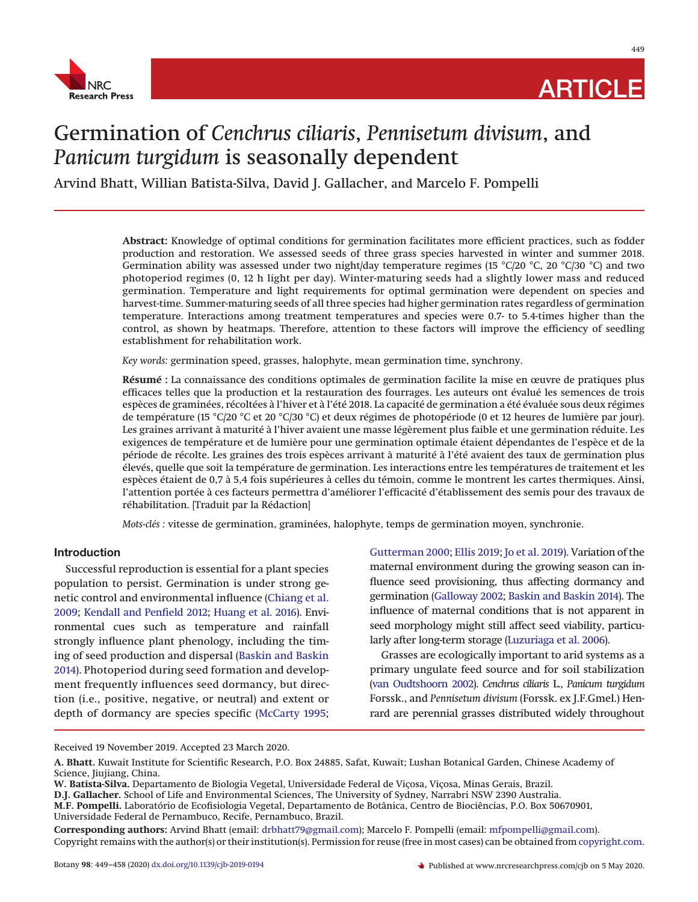ARTICLE

# Germination of *Cenchrus ciliaris*, *Pennisetum divisum*, and *Panicum turgidum* is seasonally dependent

Arvind Bhatt, Willian Batista-Silva, David J. Gallacher, and Marcelo F. Pompelli

**Abstract:** Knowledge of optimal conditions for germination facilitates more efficient practices, such as fodder production and restoration. We assessed seeds of three grass species harvested in winter and summer 2018. Germination ability was assessed under two night/day temperature regimes (15 °C/20 °C, 20 °C/30 °C) and two photoperiod regimes (0, 12 h light per day). Winter-maturing seeds had a slightly lower mass and reduced germination. Temperature and light requirements for optimal germination were dependent on species and harvest-time. Summer-maturing seeds of all three species had higher germination rates regardless of germination temperature. Interactions among treatment temperatures and species were 0.7- to 5.4-times higher than the control, as shown by heatmaps. Therefore, attention to these factors will improve the efficiency of seedling establishment for rehabilitation work.

*Key words:* germination speed, grasses, halophyte, mean germination time, synchrony.

**Résumé :** La connaissance des conditions optimales de germination facilite la mise en œuvre de pratiques plus efficaces telles que la production et la restauration des fourrages. Les auteurs ont évalué les semences de trois espèces de graminées, récoltées à l'hiver et à l'été 2018. La capacité de germination a été évaluée sous deux régimes de température (15 °C/20 °C et 20 °C/30 °C) et deux régimes de photopériode (0 et 12 heures de lumière par jour). Les graines arrivant à maturité à l'hiver avaient une masse légèrement plus faible et une germination réduite. Les exigences de température et de lumière pour une germination optimale étaient dépendantes de l'espèce et de la période de récolte. Les graines des trois espèces arrivant à maturité à l'été avaient des taux de germination plus élevés, quelle que soit la température de germination. Les interactions entre les températures de traitement et les espèces étaient de 0,7 à 5,4 fois supérieures à celles du témoin, comme le montrent les cartes thermiques. Ainsi, l'attention portée à ces facteurs permettra d'améliorer l'efficacité d'établissement des semis pour des travaux de réhabilitation. [Traduit par la Rédaction]

*Mots-clés :* vitesse de germination, graminées, halophyte, temps de germination moyen, synchronie.

## Introduction

Successful reproduction is essential for a plant species population to persist. Germination is under strong genetic control and environmental influence (Chiang et al. 2009; Kendall and Penfield 2012; Huang et al. 2016). Environmental cues such as temperature and rainfall strongly influence plant phenology, including the timing of seed production and dispersal (Baskin and Baskin 2014). Photoperiod during seed formation and development frequently influences seed dormancy, but direction (i.e., positive, negative, or neutral) and extent or depth of dormancy are species specific (McCarty 1995; Gutterman 2000; Ellis 2019; Jo et al. 2019). Variation of the maternal environment during the growing season can influence seed provisioning, thus affecting dormancy and germination (Galloway 2002; Baskin and Baskin 2014). The influence of maternal conditions that is not apparent in seed morphology might still affect seed viability, particularly after long-term storage (Luzuriaga et al. 2006).

Grasses are ecologically important to arid systems as a primary ungulate feed source and for soil stabilization (van Oudtshoorn 2002). *Cenchrus ciliaris* L., *Panicum turgidum* Forssk., and *Pennisetum divisum* (Forssk. ex J.F.Gmel.) Henrard are perennial grasses distributed widely throughout

Received 19 November 2019. Accepted 23 March 2020.

**A. Bhatt.** Kuwait Institute for Scientific Research, P.O. Box 24885, Safat, Kuwait; Lushan Botanical Garden, Chinese Academy of Science, Jiujiang, China.
**W. Batista-Silva.** Departamento de Biologia Vegetal, Universidade Federal de Viçosa, Viçosa, Minas Gerais, Brazil.
**D.J. Gallacher.** School of Life and Environmental Sciences, The University of Sydney, Narrabri NSW 2390 Australia.
**M.F. Pompelli.** Laboratório de Ecofisiologia Vegetal, Departamento de Botânica, Centro de Biociências, P.O. Box 50670901, Universidade Federal de Pernambuco, Recife, Pernambuco, Brazil.

**Corresponding authors:** Arvind Bhatt (email: drbhatt79@gmail.com); Marcelo F. Pompelli (email: mfpompelli@gmail.com).
Copyright remains with the author(s) or their institution(s). Permission for reuse (free in most cases) can be obtained from copyright.com.

Botany **98**: 449–458 (2020) dx.doi.org/10.1139/cjb-2019-0194 Published at www.nrcresearchpress.com/cjb on 5 May 2020.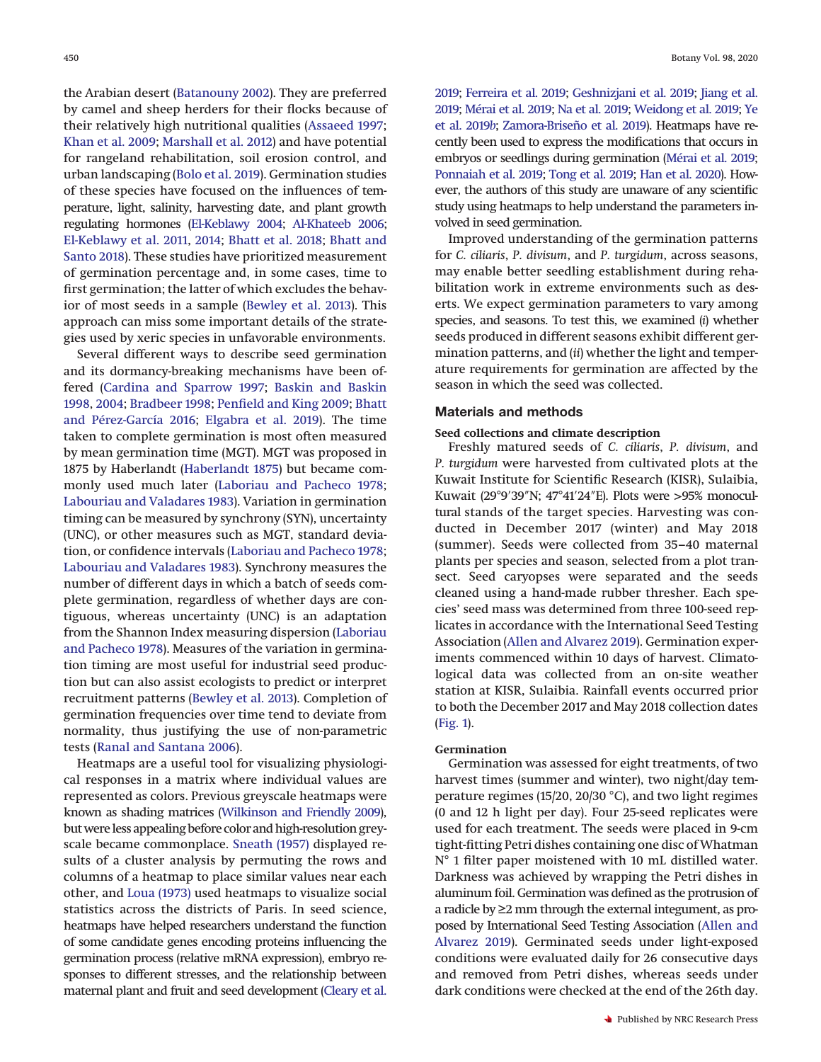the Arabian desert (Batanouny 2002). They are preferred by camel and sheep herders for their flocks because of their relatively high nutritional qualities (Assaeed 1997; Khan et al. 2009; Marshall et al. 2012) and have potential for rangeland rehabilitation, soil erosion control, and urban landscaping (Bolo et al. 2019). Germination studies of these species have focused on the influences of temperature, light, salinity, harvesting date, and plant growth regulating hormones (El-Keblawy 2004; Al-Khateeb 2006; El-Keblawy et al. 2011, 2014; Bhatt et al. 2018; Bhatt and Santo 2018). These studies have prioritized measurement of germination percentage and, in some cases, time to first germination; the latter of which excludes the behavior of most seeds in a sample (Bewley et al. 2013). This approach can miss some important details of the strategies used by xeric species in unfavorable environments.

Several different ways to describe seed germination and its dormancy-breaking mechanisms have been offered (Cardina and Sparrow 1997; Baskin and Baskin 1998, 2004; Bradbeer 1998; Penfield and King 2009; Bhatt and Pérez-García 2016; Elgabra et al. 2019). The time taken to complete germination is most often measured by mean germination time (MGT). MGT was proposed in 1875 by Haberlandt (Haberlandt 1875) but became commonly used much later (Laboriau and Pacheco 1978; Labouriau and Valadares 1983). Variation in germination timing can be measured by synchrony (SYN), uncertainty (UNC), or other measures such as MGT, standard deviation, or confidence intervals (Laboriau and Pacheco 1978; Labouriau and Valadares 1983). Synchrony measures the number of different days in which a batch of seeds complete germination, regardless of whether days are contiguous, whereas uncertainty (UNC) is an adaptation from the Shannon Index measuring dispersion (Laboriau and Pacheco 1978). Measures of the variation in germination timing are most useful for industrial seed production but can also assist ecologists to predict or interpret recruitment patterns (Bewley et al. 2013). Completion of germination frequencies over time tend to deviate from normality, thus justifying the use of non-parametric tests (Ranal and Santana 2006).

Heatmaps are a useful tool for visualizing physiological responses in a matrix where individual values are represented as colors. Previous greyscale heatmaps were known as shading matrices (Wilkinson and Friendly 2009), but were less appealing before color and high-resolution greyscale became commonplace. Sneath (1957) displayed results of a cluster analysis by permuting the rows and columns of a heatmap to place similar values near each other, and Loua (1973) used heatmaps to visualize social statistics across the districts of Paris. In seed science, heatmaps have helped researchers understand the function of some candidate genes encoding proteins influencing the germination process (relative mRNA expression), embryo responses to different stresses, and the relationship between maternal plant and fruit and seed development (Cleary et al. 2019; Ferreira et al. 2019; Geshnizjani et al. 2019; Jiang et al. 2019; Mérai et al. 2019; Na et al. 2019; Weidong et al. 2019; Ye et al. 2019*b*; Zamora-Briseño et al. 2019). Heatmaps have recently been used to express the modifications that occurs in embryos or seedlings during germination (Mérai et al. 2019; Ponnaiah et al. 2019; Tong et al. 2019; Han et al. 2020). However, the authors of this study are unaware of any scientific study using heatmaps to help understand the parameters involved in seed germination.

Improved understanding of the germination patterns for *C. ciliaris*, *P. divisum*, and *P. turgidum*, across seasons, may enable better seedling establishment during rehabilitation work in extreme environments such as deserts. We expect germination parameters to vary among species, and seasons. To test this, we examined (*i*) whether seeds produced in different seasons exhibit different germination patterns, and (*ii*) whether the light and temperature requirements for germination are affected by the season in which the seed was collected.

## Materials and methods

### Seed collections and climate description

Freshly matured seeds of *C. ciliaris*, *P. divisum*, and *P. turgidum* were harvested from cultivated plots at the Kuwait Institute for Scientific Research (KISR), Sulaibia, Kuwait (29°9′39″N; 47°41′24″E). Plots were >95% monocultural stands of the target species. Harvesting was conducted in December 2017 (winter) and May 2018 (summer). Seeds were collected from 35–40 maternal plants per species and season, selected from a plot transect. Seed caryopses were separated and the seeds cleaned using a hand-made rubber thresher. Each species' seed mass was determined from three 100-seed replicates in accordance with the International Seed Testing Association (Allen and Alvarez 2019). Germination experiments commenced within 10 days of harvest. Climatological data was collected from an on-site weather station at KISR, Sulaibia. Rainfall events occurred prior to both the December 2017 and May 2018 collection dates (Fig. 1).

### Germination

Germination was assessed for eight treatments, of two harvest times (summer and winter), two night/day temperature regimes (15/20, 20/30 °C), and two light regimes (0 and 12 h light per day). Four 25-seed replicates were used for each treatment. The seeds were placed in 9-cm tight-fitting Petri dishes containing one disc of Whatman N° 1 filter paper moistened with 10 mL distilled water. Darkness was achieved by wrapping the Petri dishes in aluminum foil. Germination was defined as the protrusion of a radicle by ≥2 mm through the external integument, as proposed by International Seed Testing Association (Allen and Alvarez 2019). Germinated seeds under light-exposed conditions were evaluated daily for 26 consecutive days and removed from Petri dishes, whereas seeds under dark conditions were checked at the end of the 26th day.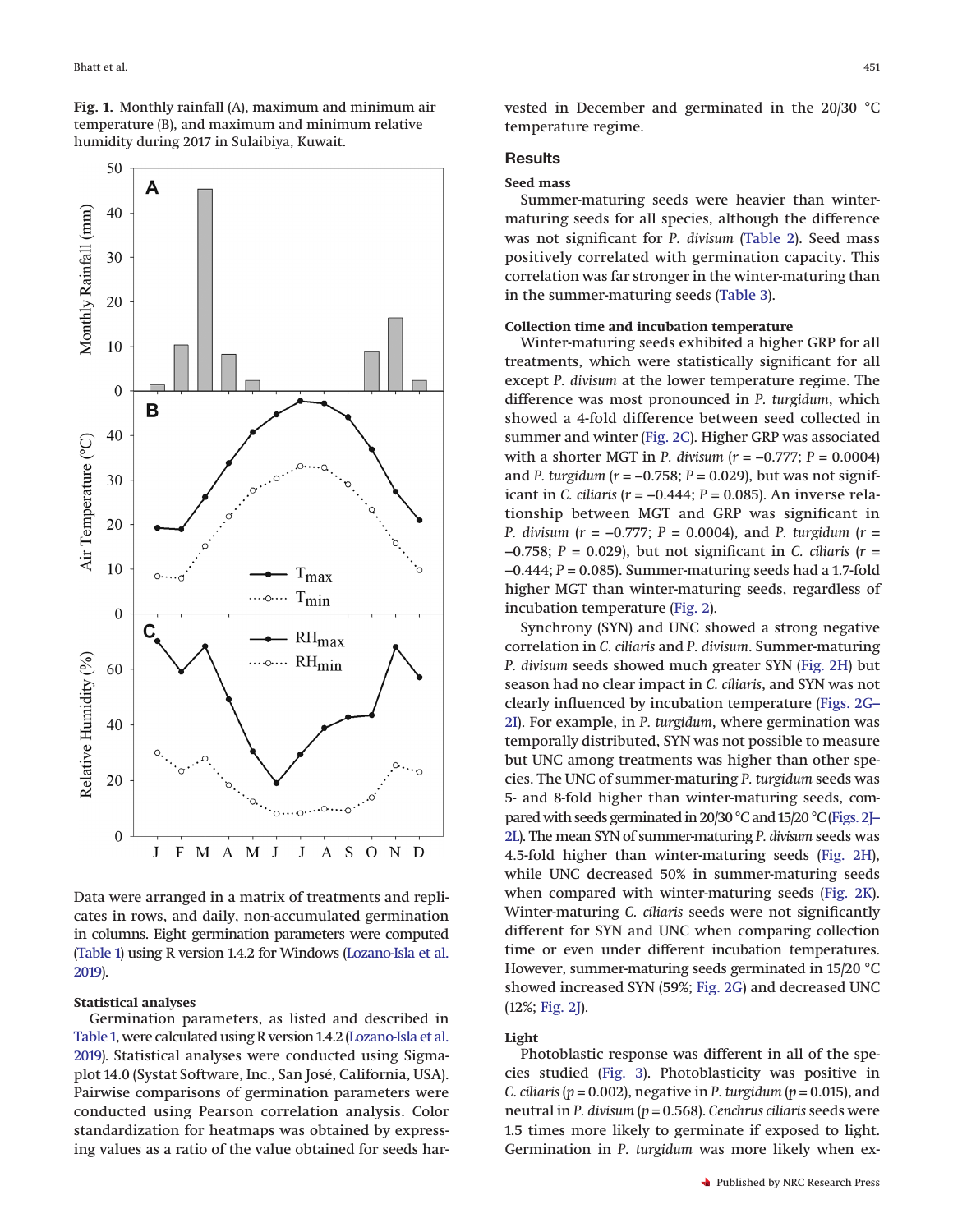**Fig. 1.** Monthly rainfall (A), maximum and minimum air temperature (B), and maximum and minimum relative humidity during 2017 in Sulaibiya, Kuwait.

Data were arranged in a matrix of treatments and replicates in rows, and daily, non-accumulated germination in columns. Eight germination parameters were computed (Table 1) using R version 1.4.2 for Windows (Lozano-Isla et al. 2019).

### Statistical analyses

Germination parameters, as listed and described in Table 1, were calculated using R version 1.4.2 (Lozano-Isla et al. 2019). Statistical analyses were conducted using Sigmaplot 14.0 (Systat Software, Inc., San José, California, USA). Pairwise comparisons of germination parameters were conducted using Pearson correlation analysis. Color standardization for heatmaps was obtained by expressing values as a ratio of the value obtained for seeds harvested in December and germinated in the 20/30 °C temperature regime.

## Results

### Seed mass

Summer-maturing seeds were heavier than winter-maturing seeds for all species, although the difference was not significant for *P. divisum* (Table 2). Seed mass positively correlated with germination capacity. This correlation was far stronger in the winter-maturing than in the summer-maturing seeds (Table 3).

### Collection time and incubation temperature

Winter-maturing seeds exhibited a higher GRP for all treatments, which were statistically significant for all except *P. divisum* at the lower temperature regime. The difference was most pronounced in *P. turgidum*, which showed a 4-fold difference between seed collected in summer and winter (Fig. 2C). Higher GRP was associated with a shorter MGT in *P. divisum* ($r = -0.777$; $P = 0.0004$) and *P. turgidum* ($r = -0.758$; $P = 0.029$), but was not significant in *C. ciliaris* ($r = -0.444$; $P = 0.085$). An inverse relationship between MGT and GRP was significant in *P. divisum* ($r = -0.777$; $P = 0.0004$), and *P. turgidum* ($r = -0.758$; $P = 0.029$), but not significant in *C. ciliaris* ($r = -0.444$; $P = 0.085$). Summer-maturing seeds had a 1.7-fold higher MGT than winter-maturing seeds, regardless of incubation temperature (Fig. 2).

Synchrony (SYN) and UNC showed a strong negative correlation in *C. ciliaris* and *P. divisum*. Summer-maturing *P. divisum* seeds showed much greater SYN (Fig. 2H) but season had no clear impact in *C. ciliaris*, and SYN was not clearly influenced by incubation temperature (Figs. 2G–2I). For example, in *P. turgidum*, where germination was temporally distributed, SYN was not possible to measure but UNC among treatments was higher than other species. The UNC of summer-maturing *P. turgidum* seeds was 5- and 8-fold higher than winter-maturing seeds, compared with seeds germinated in 20/30 °C and 15/20 °C (Figs. 2J–2L). The mean SYN of summer-maturing *P. divisum* seeds was 4.5-fold higher than winter-maturing seeds (Fig. 2H), while UNC decreased 50% in summer-maturing seeds when compared with winter-maturing seeds (Fig. 2K). Winter-maturing *C. ciliaris* seeds were not significantly different for SYN and UNC when comparing collection time or even under different incubation temperatures. However, summer-maturing seeds germinated in 15/20 °C showed increased SYN (59%; Fig. 2G) and decreased UNC (12%; Fig. 2J).

### Light

Photoblastic response was different in all of the species studied (Fig. 3). Photoblasticity was positive in *C. ciliaris* ($p = 0.002$), negative in *P. turgidum* ($p = 0.015$), and neutral in *P. divisum* ($p = 0.568$). *Cenchrus ciliaris* seeds were 1.5 times more likely to germinate if exposed to light. Germination in *P. turgidum* was more likely when ex-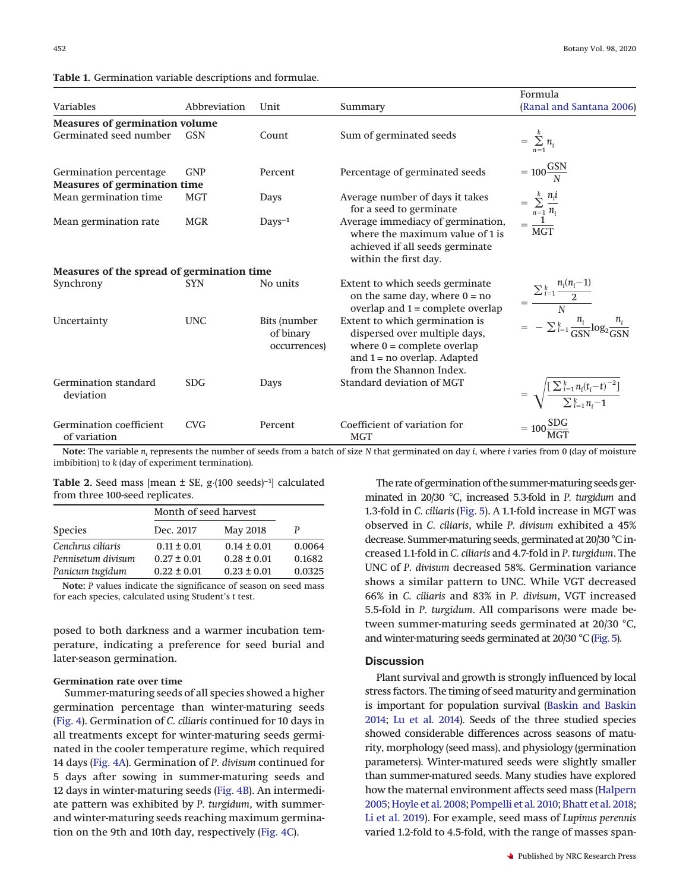**Table 1.** Germination variable descriptions and formulae.

| Variables | Abbreviation | Unit | Summary | Formula (Ranal and Santana 2006) |
|---|---|---|---|---|
| **Measures of germination volume** | | | | |
| Germinated seed number | GSN | Count | Sum of germinated seeds | $= \sum_{n=1}^{k} n_i$ |
| Germination percentage | GNP | Percent | Percentage of germinated seeds | $= 100\frac{\text{GSN}}{N}$ |
| **Measures of germination time** | | | | |
| Mean germination time | MGT | Days | Average number of days it takes for a seed to germinate | $= \sum_{n=1}^{k} \frac{n_i i}{n_i}$ |
| Mean germination rate | MGR | Days$^{-1}$ | Average immediacy of germination, where the maximum value of 1 is achieved if all seeds germinate within the first day. | $= \frac{1}{\text{MGT}}$ |
| **Measures of the spread of germination time** | | | | |
| Synchrony | SYN | No units | Extent to which seeds germinate on the same day, where 0 = no overlap and 1 = complete overlap | $= \frac{\sum_{i=1}^{k} \frac{n_i(n_i-1)}{2}}{N}$ |
| Uncertainty | UNC | Bits (number of binary occurrences) | Extent to which germination is dispersed over multiple days, where 0 = complete overlap and 1 = no overlap. Adapted from the Shannon Index. | $= -\sum_{i=1}^{k} \frac{n_i}{\text{GSN}} \log_2 \frac{n_i}{\text{GSN}}$ |
| Germination standard deviation | SDG | Days | Standard deviation of MGT | $= \sqrt{\frac{[\sum_{i=1}^{k} n_i (t_i - t)^{-2}]}{\sum_{i=1}^{k} n_i - 1}}$ |
| Germination coefficient of variation | CVG | Percent | Coefficient of variation for MGT | $= 100\frac{\text{SDG}}{\text{MGT}}$ |

**Note:** The variable $n_i$ represents the number of seeds from a batch of size $N$ that germinated on day $i$, where $i$ varies from 0 (day of moisture imbibition) to $k$ (day of experiment termination).

**Table 2.** Seed mass [mean ± SE, g·(100 seeds)$^{-1}$] calculated from three 100-seed replicates.

| Species | Month of seed harvest | | |
|---|---|---|---|
| | Dec. 2017 | May 2018 | *P* |
| *Cenchrus ciliaris* | 0.11 ± 0.01 | 0.14 ± 0.01 | 0.0064 |
| *Pennisetum divisum* | 0.27 ± 0.01 | 0.28 ± 0.01 | 0.1682 |
| *Panicum tugidum* | 0.22 ± 0.01 | 0.23 ± 0.01 | 0.0325 |

**Note:** *P* values indicate the significance of season on seed mass for each species, calculated using Student's *t* test.

posed to both darkness and a warmer incubation temperature, indicating a preference for seed burial and later-season germination.

#### Germination rate over time

Summer-maturing seeds of all species showed a higher germination percentage than winter-maturing seeds (Fig. 4). Germination of *C. ciliaris* continued for 10 days in all treatments except for winter-maturing seeds germinated in the cooler temperature regime, which required 14 days (Fig. 4A). Germination of *P. divisum* continued for 5 days after sowing in summer-maturing seeds and 12 days in winter-maturing seeds (Fig. 4B). An intermediate pattern was exhibited by *P. turgidum*, with summer- and winter-maturing seeds reaching maximum germination on the 9th and 10th day, respectively (Fig. 4C).

The rate of germination of the summer-maturing seeds germinated in 20/30 °C, increased 5.3-fold in *P. turgidum* and 1.3-fold in *C. ciliaris* (Fig. 5). A 1.1-fold increase in MGT was observed in *C. ciliaris*, while *P. divisum* exhibited a 45% decrease. Summer-maturing seeds, germinated at 20/30 °C increased 1.1-fold in *C. ciliaris* and 4.7-fold in *P. turgidum*. The UNC of *P. divisum* decreased 58%. Germination variance shows a similar pattern to UNC. While VGT decreased 66% in *C. ciliaris* and 83% in *P. divisum*, VGT increased 5.5-fold in *P. turgidum*. All comparisons were made between summer-maturing seeds germinated at 20/30 °C, and winter-maturing seeds germinated at 20/30 °C (Fig. 5).

## Discussion

Plant survival and growth is strongly influenced by local stress factors. The timing of seed maturity and germination is important for population survival (Baskin and Baskin 2014; Lu et al. 2014). Seeds of the three studied species showed considerable differences across seasons of maturity, morphology (seed mass), and physiology (germination parameters). Winter-matured seeds were slightly smaller than summer-matured seeds. Many studies have explored how the maternal environment affects seed mass (Halpern 2005; Hoyle et al. 2008; Pompelli et al. 2010; Bhatt et al. 2018; Li et al. 2019). For example, seed mass of *Lupinus perennis* varied 1.2-fold to 4.5-fold, with the range of masses span-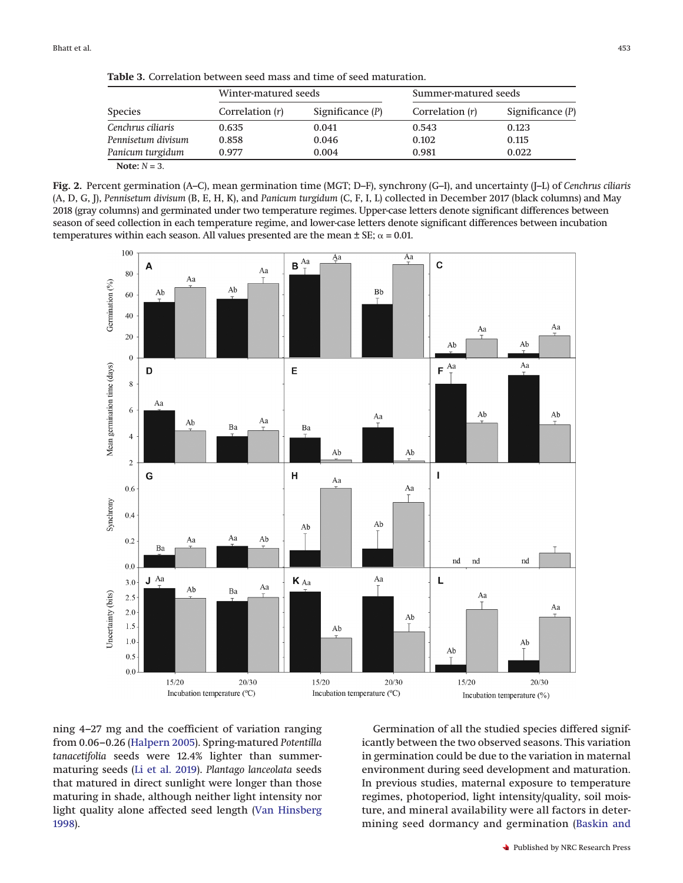**Table 3.** Correlation between seed mass and time of seed maturation.

| | Winter-matured seeds | | Summer-matured seeds | |
|---|---|---|---|---|
| Species | Correlation (*r*) | Significance (*P*) | Correlation (*r*) | Significance (*P*) |
| *Cenchrus ciliaris* | 0.635 | 0.041 | 0.543 | 0.123 |
| *Pennisetum divisum* | 0.858 | 0.046 | 0.102 | 0.115 |
| *Panicum turgidum* | 0.977 | 0.004 | 0.981 | 0.022 |

**Note:** $N = 3$.

**Fig. 2.** Percent germination (A–C), mean germination time (MGT; D–F), synchrony (G–I), and uncertainty (J–L) of *Cenchrus ciliaris* (A, D, G, J), *Pennisetum divisum* (B, E, H, K), and *Panicum turgidum* (C, F, I, L) collected in December 2017 (black columns) and May 2018 (gray columns) and germinated under two temperature regimes. Upper-case letters denote significant differences between season of seed collection in each temperature regime, and lower-case letters denote significant differences between incubation temperatures within each season. All values presented are the mean ± SE; $\alpha = 0.01$.

ning 4–27 mg and the coefficient of variation ranging from 0.06–0.26 (Halpern 2005). Spring-matured *Potentilla tanacetifolia* seeds were 12.4% lighter than summer-maturing seeds (Li et al. 2019). *Plantago lanceolata* seeds that matured in direct sunlight were longer than those maturing in shade, although neither light intensity nor light quality alone affected seed length (Van Hinsberg 1998).

Germination of all the studied species differed significantly between the two observed seasons. This variation in germination could be due to the variation in maternal environment during seed development and maturation. In previous studies, maternal exposure to temperature regimes, photoperiod, light intensity/quality, soil moisture, and mineral availability were all factors in determining seed dormancy and germination (Baskin and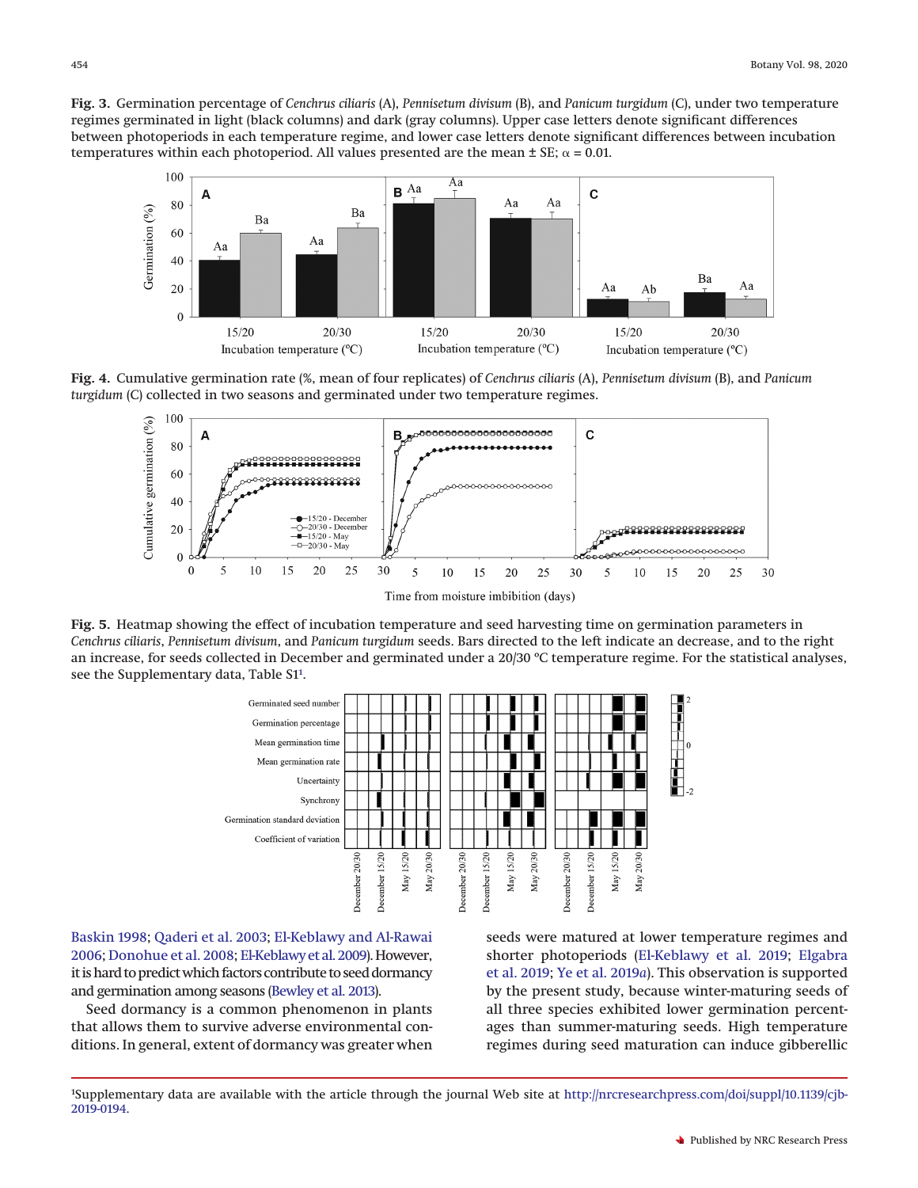**Fig. 3.** Germination percentage of *Cenchrus ciliaris* (A), *Pennisetum divisum* (B), and *Panicum turgidum* (C), under two temperature regimes germinated in light (black columns) and dark (gray columns). Upper case letters denote significant differences between photoperiods in each temperature regime, and lower case letters denote significant differences between incubation temperatures within each photoperiod. All values presented are the mean ± SE; α = 0.01.

**Fig. 4.** Cumulative germination rate (%, mean of four replicates) of *Cenchrus ciliaris* (A), *Pennisetum divisum* (B), and *Panicum turgidum* (C) collected in two seasons and germinated under two temperature regimes.

**Fig. 5.** Heatmap showing the effect of incubation temperature and seed harvesting time on germination parameters in *Cenchrus ciliaris*, *Pennisetum divisum*, and *Panicum turgidum* seeds. Bars directed to the left indicate an decrease, and to the right an increase, for seeds collected in December and germinated under a 20/30 °C temperature regime. For the statistical analyses, see the Supplementary data, Table S1[1].

Baskin 1998; Qaderi et al. 2003; El-Keblawy and Al-Rawai 2006; Donohue et al. 2008; El-Keblawy et al. 2009). However, it is hard to predict which factors contribute to seed dormancy and germination among seasons (Bewley et al. 2013).

Seed dormancy is a common phenomenon in plants that allows them to survive adverse environmental conditions. In general, extent of dormancy was greater when seeds were matured at lower temperature regimes and shorter photoperiods (El-Keblawy et al. 2019; Elgabra et al. 2019; Ye et al. 2019*a*). This observation is supported by the present study, because winter-maturing seeds of all three species exhibited lower germination percentages than summer-maturing seeds. High temperature regimes during seed maturation can induce gibberellic

[1]Supplementary data are available with the article through the journal Web site at http://nrcresearchpress.com/doi/suppl/10.1139/cjb-2019-0194.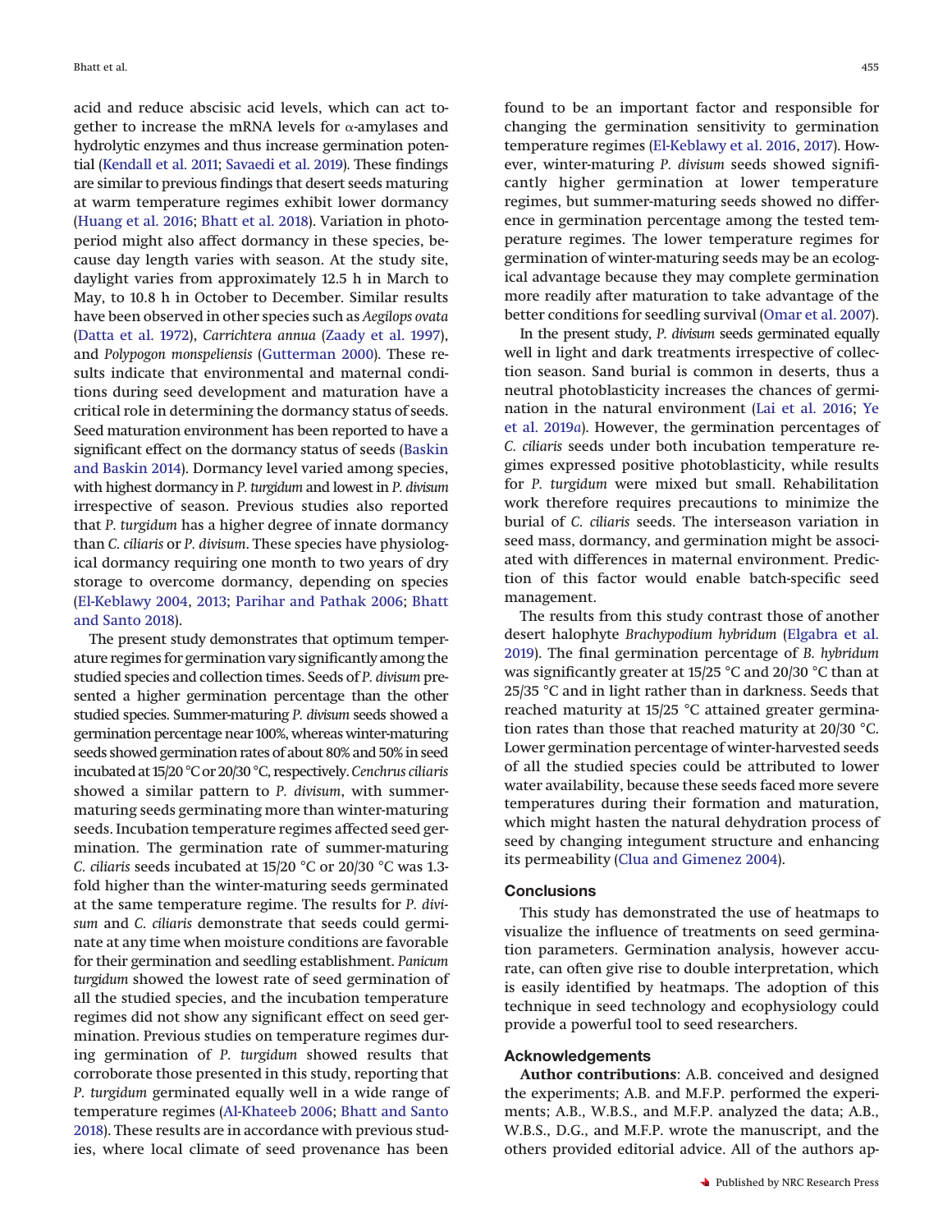acid and reduce abscisic acid levels, which can act together to increase the mRNA levels for α-amylases and hydrolytic enzymes and thus increase germination potential (Kendall et al. 2011; Savaedi et al. 2019). These findings are similar to previous findings that desert seeds maturing at warm temperature regimes exhibit lower dormancy (Huang et al. 2016; Bhatt et al. 2018). Variation in photoperiod might also affect dormancy in these species, because day length varies with season. At the study site, daylight varies from approximately 12.5 h in March to May, to 10.8 h in October to December. Similar results have been observed in other species such as *Aegilops ovata* (Datta et al. 1972), *Carrichtera annua* (Zaady et al. 1997), and *Polypogon monspeliensis* (Gutterman 2000). These results indicate that environmental and maternal conditions during seed development and maturation have a critical role in determining the dormancy status of seeds. Seed maturation environment has been reported to have a significant effect on the dormancy status of seeds (Baskin and Baskin 2014). Dormancy level varied among species, with highest dormancy in *P. turgidum* and lowest in *P. divisum* irrespective of season. Previous studies also reported that *P. turgidum* has a higher degree of innate dormancy than *C. ciliaris* or *P. divisum*. These species have physiological dormancy requiring one month to two years of dry storage to overcome dormancy, depending on species (El-Keblawy 2004, 2013; Parihar and Pathak 2006; Bhatt and Santo 2018).

The present study demonstrates that optimum temperature regimes for germination vary significantly among the studied species and collection times. Seeds of *P. divisum* presented a higher germination percentage than the other studied species. Summer-maturing *P. divisum* seeds showed a germination percentage near 100%, whereas winter-maturing seeds showed germination rates of about 80% and 50% in seed incubated at 15/20 °C or 20/30 °C, respectively. *Cenchrus ciliaris* showed a similar pattern to *P. divisum*, with summer-maturing seeds germinating more than winter-maturing seeds. Incubation temperature regimes affected seed germination. The germination rate of summer-maturing *C. ciliaris* seeds incubated at 15/20 °C or 20/30 °C was 1.3-fold higher than the winter-maturing seeds germinated at the same temperature regime. The results for *P. divisum* and *C. ciliaris* demonstrate that seeds could germinate at any time when moisture conditions are favorable for their germination and seedling establishment. *Panicum turgidum* showed the lowest rate of seed germination of all the studied species, and the incubation temperature regimes did not show any significant effect on seed germination. Previous studies on temperature regimes during germination of *P. turgidum* showed results that corroborate those presented in this study, reporting that *P. turgidum* germinated equally well in a wide range of temperature regimes (Al-Khateeb 2006; Bhatt and Santo 2018). These results are in accordance with previous studies, where local climate of seed provenance has been found to be an important factor and responsible for changing the germination sensitivity to germination temperature regimes (El-Keblawy et al. 2016, 2017). However, winter-maturing *P. divisum* seeds showed significantly higher germination at lower temperature regimes, but summer-maturing seeds showed no difference in germination percentage among the tested temperature regimes. The lower temperature regimes for germination of winter-maturing seeds may be an ecological advantage because they may complete germination more readily after maturation to take advantage of the better conditions for seedling survival (Omar et al. 2007).

In the present study, *P. divisum* seeds germinated equally well in light and dark treatments irrespective of collection season. Sand burial is common in deserts, thus a neutral photoblasticity increases the chances of germination in the natural environment (Lai et al. 2016; Ye et al. 2019*a*). However, the germination percentages of *C. ciliaris* seeds under both incubation temperature regimes expressed positive photoblasticity, while results for *P. turgidum* were mixed but small. Rehabilitation work therefore requires precautions to minimize the burial of *C. ciliaris* seeds. The interseason variation in seed mass, dormancy, and germination might be associated with differences in maternal environment. Prediction of this factor would enable batch-specific seed management.

The results from this study contrast those of another desert halophyte *Brachypodium hybridum* (Elgabra et al. 2019). The final germination percentage of *B. hybridum* was significantly greater at 15/25 °C and 20/30 °C than at 25/35 °C and in light rather than in darkness. Seeds that reached maturity at 15/25 °C attained greater germination rates than those that reached maturity at 20/30 °C. Lower germination percentage of winter-harvested seeds of all the studied species could be attributed to lower water availability, because these seeds faced more severe temperatures during their formation and maturation, which might hasten the natural dehydration process of seed by changing integument structure and enhancing its permeability (Clua and Gimenez 2004).

## Conclusions

This study has demonstrated the use of heatmaps to visualize the influence of treatments on seed germination parameters. Germination analysis, however accurate, can often give rise to double interpretation, which is easily identified by heatmaps. The adoption of this technique in seed technology and ecophysiology could provide a powerful tool to seed researchers.

## Acknowledgements

**Author contributions**: A.B. conceived and designed the experiments; A.B. and M.F.P. performed the experiments; A.B., W.B.S., and M.F.P. analyzed the data; A.B., W.B.S., D.G., and M.F.P. wrote the manuscript, and the others provided editorial advice. All of the authors ap-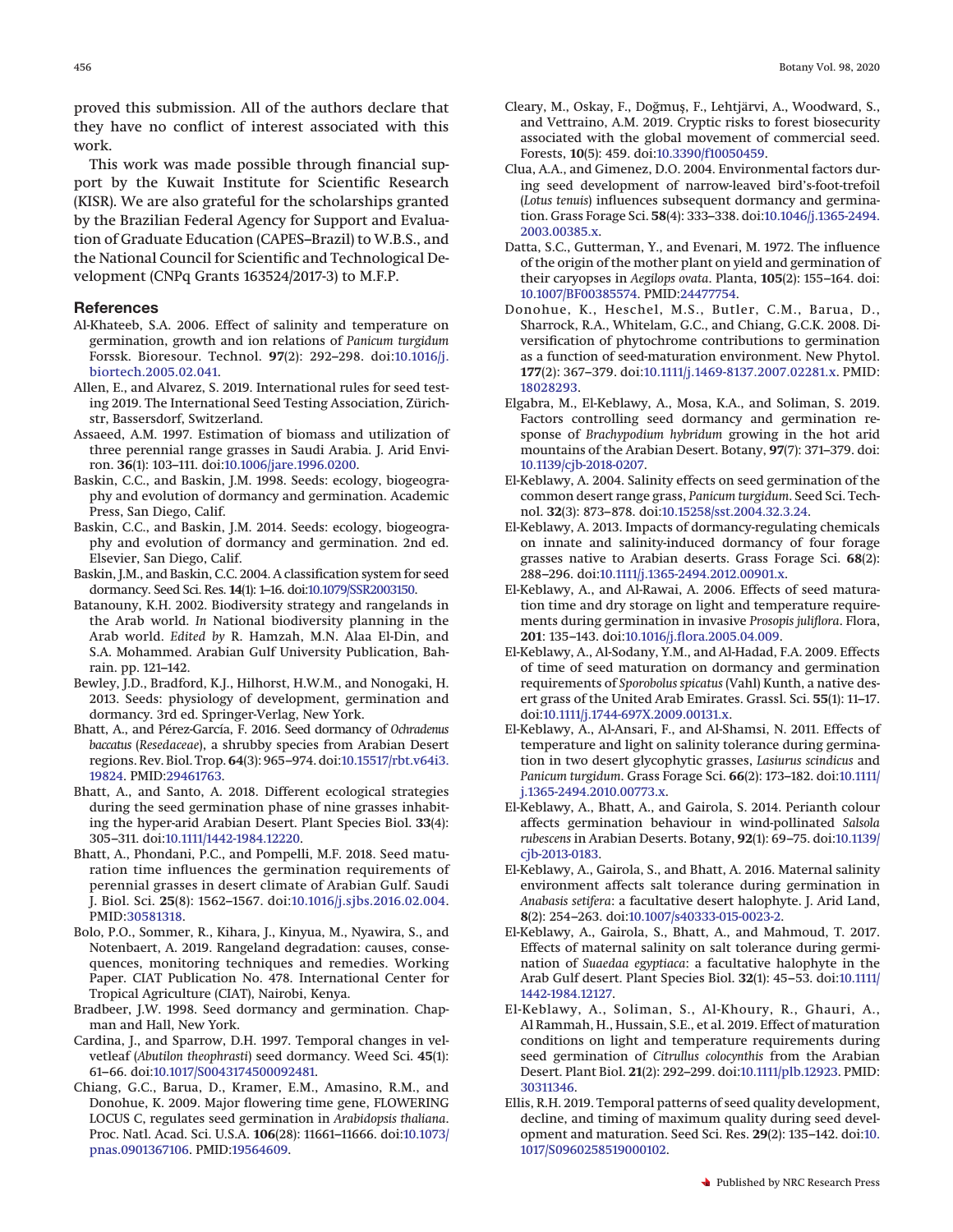proved this submission. All of the authors declare that they have no conflict of interest associated with this work.

This work was made possible through financial support by the Kuwait Institute for Scientific Research (KISR). We are also grateful for the scholarships granted by the Brazilian Federal Agency for Support and Evaluation of Graduate Education (CAPES–Brazil) to W.B.S., and the National Council for Scientific and Technological Development (CNPq Grants 163524/2017-3) to M.F.P.

## References

Al-Khateeb, S.A. 2006. Effect of salinity and temperature on germination, growth and ion relations of *Panicum turgidum* Forssk. Bioresour. Technol. **97**(2): 292–298. doi:10.1016/j.biortech.2005.02.041.

Allen, E., and Alvarez, S. 2019. International rules for seed testing 2019. The International Seed Testing Association, Zürichstr, Bassersdorf, Switzerland.

Assaeed, A.M. 1997. Estimation of biomass and utilization of three perennial range grasses in Saudi Arabia. J. Arid Environ. **36**(1): 103–111. doi:10.1006/jare.1996.0200.

Baskin, C.C., and Baskin, J.M. 1998. Seeds: ecology, biogeography and evolution of dormancy and germination. Academic Press, San Diego, Calif.

Baskin, C.C., and Baskin, J.M. 2014. Seeds: ecology, biogeography and evolution of dormancy and germination. 2nd ed. Elsevier, San Diego, Calif.

Baskin, J.M., and Baskin, C.C. 2004. A classification system for seed dormancy. Seed Sci. Res. **14**(1): 1–16. doi:10.1079/SSR2003150.

Batanouny, K.H. 2002. Biodiversity strategy and rangelands in the Arab world. *In* National biodiversity planning in the Arab world. *Edited by* R. Hamzah, M.N. Alaa El-Din, and S.A. Mohammed. Arabian Gulf University Publication, Bahrain. pp. 121–142.

Bewley, J.D., Bradford, K.J., Hilhorst, H.W.M., and Nonogaki, H. 2013. Seeds: physiology of development, germination and dormancy. 3rd ed. Springer-Verlag, New York.

Bhatt, A., and Pérez-García, F. 2016. Seed dormancy of *Ochradenus baccatus* (*Resedaceae*), a shrubby species from Arabian Desert regions. Rev. Biol. Trop. **64**(3): 965–974. doi:10.15517/rbt.v64i3.19824. PMID:29461763.

Bhatt, A., and Santo, A. 2018. Different ecological strategies during the seed germination phase of nine grasses inhabiting the hyper-arid Arabian Desert. Plant Species Biol. **33**(4): 305–311. doi:10.1111/1442-1984.12220.

Bhatt, A., Phondani, P.C., and Pompelli, M.F. 2018. Seed maturation time influences the germination requirements of perennial grasses in desert climate of Arabian Gulf. Saudi J. Biol. Sci. **25**(8): 1562–1567. doi:10.1016/j.sjbs.2016.02.004. PMID:30581318.

Bolo, P.O., Sommer, R., Kihara, J., Kinyua, M., Nyawira, S., and Notenbaert, A. 2019. Rangeland degradation: causes, consequences, monitoring techniques and remedies. Working Paper. CIAT Publication No. 478. International Center for Tropical Agriculture (CIAT), Nairobi, Kenya.

Bradbeer, J.W. 1998. Seed dormancy and germination. Chapman and Hall, New York.

Cardina, J., and Sparrow, D.H. 1997. Temporal changes in velvetleaf (*Abutilon theophrasti*) seed dormancy. Weed Sci. **45**(1): 61–66. doi:10.1017/S0043174500092481.

Chiang, G.C., Barua, D., Kramer, E.M., Amasino, R.M., and Donohue, K. 2009. Major flowering time gene, FLOWERING LOCUS C, regulates seed germination in *Arabidopsis thaliana*. Proc. Natl. Acad. Sci. U.S.A. **106**(28): 11661–11666. doi:10.1073/pnas.0901367106. PMID:19564609.

Cleary, M., Oskay, F., Doğmuş, F., Lehtijärvi, A., Woodward, S., and Vettraino, A.M. 2019. Cryptic risks to forest biosecurity associated with the global movement of commercial seed. Forests, **10**(5): 459. doi:10.3390/f10050459.

Clua, A.A., and Gimenez, D.O. 2004. Environmental factors during seed development of narrow-leaved bird's-foot-trefoil (*Lotus tenuis*) influences subsequent dormancy and germination. Grass Forage Sci. **58**(4): 333–338. doi:10.1046/j.1365-2494.2003.00385.x.

Datta, S.C., Gutterman, Y., and Evenari, M. 1972. The influence of the origin of the mother plant on yield and germination of their caryopses in *Aegilops ovata*. Planta, **105**(2): 155–164. doi:10.1007/BF00385574. PMID:24477754.

Donohue, K., Heschel, M.S., Butler, C.M., Barua, D., Sharrock, R.A., Whitelam, G.C., and Chiang, G.C.K. 2008. Diversification of phytochrome contributions to germination as a function of seed-maturation environment. New Phytol. **177**(2): 367–379. doi:10.1111/j.1469-8137.2007.02281.x. PMID:18028293.

Elgabra, M., El-Keblawy, A., Mosa, K.A., and Soliman, S. 2019. Factors controlling seed dormancy and germination response of *Brachypodium hybridum* growing in the hot arid mountains of the Arabian Desert. Botany, **97**(7): 371–379. doi:10.1139/cjb-2018-0207.

El-Keblawy, A. 2004. Salinity effects on seed germination of the common desert range grass, *Panicum turgidum*. Seed Sci. Technol. **32**(3): 873–878. doi:10.15258/sst.2004.32.3.24.

El-Keblawy, A. 2013. Impacts of dormancy-regulating chemicals on innate and salinity-induced dormancy of four forage grasses native to Arabian deserts. Grass Forage Sci. **68**(2): 288–296. doi:10.1111/j.1365-2494.2012.00901.x.

El-Keblawy, A., and Al-Rawai, A. 2006. Effects of seed maturation time and dry storage on light and temperature requirements during germination in invasive *Prosopis juliflora*. Flora, **201**: 135–143. doi:10.1016/j.flora.2005.04.009.

El-Keblawy, A., Al-Sodany, Y.M., and Al-Hadad, F.A. 2009. Effects of time of seed maturation on dormancy and germination requirements of *Sporobolus spicatus* (Vahl) Kunth, a native desert grass of the United Arab Emirates. Grassl. Sci. **55**(1): 11–17. doi:10.1111/j.1744-697X.2009.00131.x.

El-Keblawy, A., Al-Ansari, F., and Al-Shamsi, N. 2011. Effects of temperature and light on salinity tolerance during germination in two desert glycophytic grasses, *Lasiurus scindicus* and *Panicum turgidum*. Grass Forage Sci. **66**(2): 173–182. doi:10.1111/j.1365-2494.2010.00773.x.

El-Keblawy, A., Bhatt, A., and Gairola, S. 2014. Perianth colour affects germination behaviour in wind-pollinated *Salsola rubescens* in Arabian Deserts. Botany, **92**(1): 69–75. doi:10.1139/cjb-2013-0183.

El-Keblawy, A., Gairola, S., and Bhatt, A. 2016. Maternal salinity environment affects salt tolerance during germination in *Anabasis setifera*: a facultative desert halophyte. J. Arid Land, **8**(2): 254–263. doi:10.1007/s40333-015-0023-2.

El-Keblawy, A., Gairola, S., Bhatt, A., and Mahmoud, T. 2017. Effects of maternal salinity on salt tolerance during germination of *Suaedaa egyptiaca*: a facultative halophyte in the Arab Gulf desert. Plant Species Biol. **32**(1): 45–53. doi:10.1111/1442-1984.12127.

El-Keblawy, A., Soliman, S., Al-Khoury, R., Ghauri, A., Al Rammah, H., Hussain, S.E., et al. 2019. Effect of maturation conditions on light and temperature requirements during seed germination of *Citrullus colocynthis* from the Arabian Desert. Plant Biol. **21**(2): 292–299. doi:10.1111/plb.12923. PMID:30311346.

Ellis, R.H. 2019. Temporal patterns of seed quality development, decline, and timing of maximum quality during seed development and maturation. Seed Sci. Res. **29**(2): 135–142. doi:10.1017/S0960258519000102.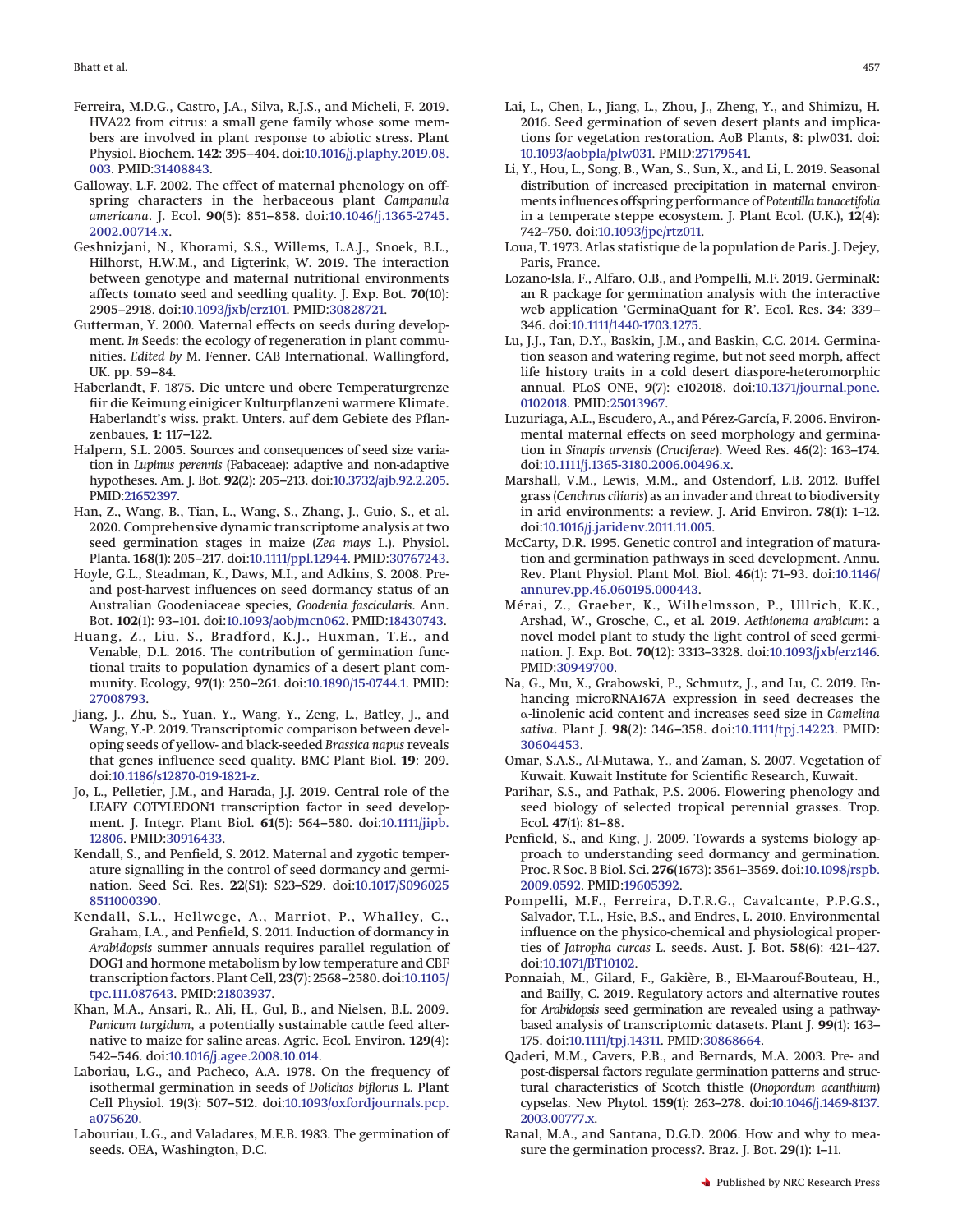Ferreira, M.D.G., Castro, J.A., Silva, R.J.S., and Micheli, F. 2019. HVA22 from citrus: a small gene family whose some members are involved in plant response to abiotic stress. Plant Physiol. Biochem. **142**: 395–404. doi:10.1016/j.plaphy.2019.08.003. PMID:31408843.

Galloway, L.F. 2002. The effect of maternal phenology on offspring characters in the herbaceous plant *Campanula americana*. J. Ecol. **90**(5): 851–858. doi:10.1046/j.1365-2745.2002.00714.x.

Geshnizjani, N., Khorami, S.S., Willems, L.A.J., Snoek, B.L., Hilhorst, H.W.M., and Ligterink, W. 2019. The interaction between genotype and maternal nutritional environments affects tomato seed and seedling quality. J. Exp. Bot. **70**(10): 2905–2918. doi:10.1093/jxb/erz101. PMID:30828721.

Gutterman, Y. 2000. Maternal effects on seeds during development. *In* Seeds: the ecology of regeneration in plant communities. *Edited by* M. Fenner. CAB International, Wallingford, UK. pp. 59–84.

Haberlandt, F. 1875. Die untere und obere Temperaturgrenze fiir die Keimung einigicer Kulturpflanzeni warmere Klimate. Haberlandt's wiss. prakt. Unters. auf dem Gebiete des Pflanzenbaues, **1**: 117–122.

Halpern, S.L. 2005. Sources and consequences of seed size variation in *Lupinus perennis* (Fabaceae): adaptive and non-adaptive hypotheses. Am. J. Bot. **92**(2): 205–213. doi:10.3732/ajb.92.2.205. PMID:21652397.

Han, Z., Wang, B., Tian, L., Wang, S., Zhang, J., Guio, S., et al. 2020. Comprehensive dynamic transcriptome analysis at two seed germination stages in maize (*Zea mays* L.). Physiol. Planta. **168**(1): 205–217. doi:10.1111/ppl.12944. PMID:30767243.

Hoyle, G.L., Steadman, K., Daws, M.I., and Adkins, S. 2008. Pre- and post-harvest influences on seed dormancy status of an Australian Goodeniaceae species, *Goodenia fascicularis*. Ann. Bot. **102**(1): 93–101. doi:10.1093/aob/mcn062. PMID:18430743.

Huang, Z., Liu, S., Bradford, K.J., Huxman, T.E., and Venable, D.L. 2016. The contribution of germination functional traits to population dynamics of a desert plant community. Ecology, **97**(1): 250–261. doi:10.1890/15-0744.1. PMID: 27008793.

Jiang, J., Zhu, S., Yuan, Y., Wang, Y., Zeng, L., Batley, J., and Wang, Y.-P. 2019. Transcriptomic comparison between developing seeds of yellow- and black-seeded *Brassica napus* reveals that genes influence seed quality. BMC Plant Biol. **19**: 209. doi:10.1186/s12870-019-1821-z.

Jo, L., Pelletier, J.M., and Harada, J.J. 2019. Central role of the LEAFY COTYLEDON1 transcription factor in seed development. J. Integr. Plant Biol. **61**(5): 564–580. doi:10.1111/jipb.12806. PMID:30916433.

Kendall, S., and Penfield, S. 2012. Maternal and zygotic temperature signalling in the control of seed dormancy and germination. Seed Sci. Res. **22**(S1): S23–S29. doi:10.1017/S0960258511000390.

Kendall, S.L., Hellwege, A., Marriot, P., Whalley, C., Graham, I.A., and Penfield, S. 2011. Induction of dormancy in *Arabidopsis* summer annuals requires parallel regulation of DOG1 and hormone metabolism by low temperature and CBF transcription factors. Plant Cell, **23**(7): 2568–2580. doi:10.1105/tpc.111.087643. PMID:21803937.

Khan, M.A., Ansari, R., Ali, H., Gul, B., and Nielsen, B.L. 2009. *Panicum turgidum*, a potentially sustainable cattle feed alternative to maize for saline areas. Agric. Ecol. Environ. **129**(4): 542–546. doi:10.1016/j.agee.2008.10.014.

Laboriau, L.G., and Pacheco, A.A. 1978. On the frequency of isothermal germination in seeds of *Dolichos biflorus* L. Plant Cell Physiol. **19**(3): 507–512. doi:10.1093/oxfordjournals.pcp.a075620.

Labouriau, L.G., and Valadares, M.E.B. 1983. The germination of seeds. OEA, Washington, D.C.

Lai, L., Chen, L., Jiang, L., Zhou, J., Zheng, Y., and Shimizu, H. 2016. Seed germination of seven desert plants and implications for vegetation restoration. AoB Plants, **8**: plw031. doi:10.1093/aobpla/plw031. PMID:27179541.

Li, Y., Hou, L., Song, B., Wan, S., Sun, X., and Li, L. 2019. Seasonal distribution of increased precipitation in maternal environments influences offspring performance of *Potentilla tanacetifolia* in a temperate steppe ecosystem. J. Plant Ecol. (U.K.), **12**(4): 742–750. doi:10.1093/jpe/rtz011.

Loua, T. 1973. Atlas statistique de la population de Paris. J. Dejey, Paris, France.

Lozano-Isla, F., Alfaro, O.B., and Pompelli, M.F. 2019. GerminaR: an R package for germination analysis with the interactive web application 'GerminaQuant for R'. Ecol. Res. **34**: 339–346. doi:10.1111/1440-1703.1275.

Lu, J.J., Tan, D.Y., Baskin, J.M., and Baskin, C.C. 2014. Germination season and watering regime, but not seed morph, affect life history traits in a cold desert diaspore-heteromorphic annual. PLoS ONE, **9**(7): e102018. doi:10.1371/journal.pone.0102018. PMID:25013967.

Luzuriaga, A.L., Escudero, A., and Pérez-García, F. 2006. Environmental maternal effects on seed morphology and germination in *Sinapis arvensis* (*Cruciferae*). Weed Res. **46**(2): 163–174. doi:10.1111/j.1365-3180.2006.00496.x.

Marshall, V.M., Lewis, M.M., and Ostendorf, L.B. 2012. Buffel grass (*Cenchrus ciliaris*) as an invader and threat to biodiversity in arid environments: a review. J. Arid Environ. **78**(1): 1–12. doi:10.1016/j.jaridenv.2011.11.005.

McCarty, D.R. 1995. Genetic control and integration of maturation and germination pathways in seed development. Annu. Rev. Plant Physiol. Plant Mol. Biol. **46**(1): 71–93. doi:10.1146/annurev.pp.46.060195.000443.

Mérai, Z., Graeber, K., Wilhelmsson, P., Ullrich, K.K., Arshad, W., Grosche, C., et al. 2019. *Aethionema arabicum*: a novel model plant to study the light control of seed germination. J. Exp. Bot. **70**(12): 3313–3328. doi:10.1093/jxb/erz146. PMID:30949700.

Na, G., Mu, X., Grabowski, P., Schmutz, J., and Lu, C. 2019. Enhancing microRNA167A expression in seed decreases the α-linolenic acid content and increases seed size in *Camelina sativa*. Plant J. **98**(2): 346–358. doi:10.1111/tpj.14223. PMID: 30604453.

Omar, S.A.S., Al-Mutawa, Y., and Zaman, S. 2007. Vegetation of Kuwait. Kuwait Institute for Scientific Research, Kuwait.

Parihar, S.S., and Pathak, P.S. 2006. Flowering phenology and seed biology of selected tropical perennial grasses. Trop. Ecol. **47**(1): 81–88.

Penfield, S., and King, J. 2009. Towards a systems biology approach to understanding seed dormancy and germination. Proc. R Soc. B Biol. Sci. **276**(1673): 3561–3569. doi:10.1098/rspb.2009.0592. PMID:19605392.

Pompelli, M.F., Ferreira, D.T.R.G., Cavalcante, P.P.G.S., Salvador, T.L., Hsie, B.S., and Endres, L. 2010. Environmental influence on the physico-chemical and physiological properties of *Jatropha curcas* L. seeds. Aust. J. Bot. **58**(6): 421–427. doi:10.1071/BT10102.

Ponnaiah, M., Gilard, F., Gakière, B., El-Maarouf-Bouteau, H., and Bailly, C. 2019. Regulatory actors and alternative routes for *Arabidopsis* seed germination are revealed using a pathway-based analysis of transcriptomic datasets. Plant J. **99**(1): 163–175. doi:10.1111/tpj.14311. PMID:30868664.

Qaderi, M.M., Cavers, P.B., and Bernards, M.A. 2003. Pre- and post-dispersal factors regulate germination patterns and structural characteristics of Scotch thistle (*Onopordum acanthium*) cypselas. New Phytol. **159**(1): 263–278. doi:10.1046/j.1469-8137.2003.00777.x.

Ranal, M.A., and Santana, D.G.D. 2006. How and why to measure the germination process?. Braz. J. Bot. **29**(1): 1–11.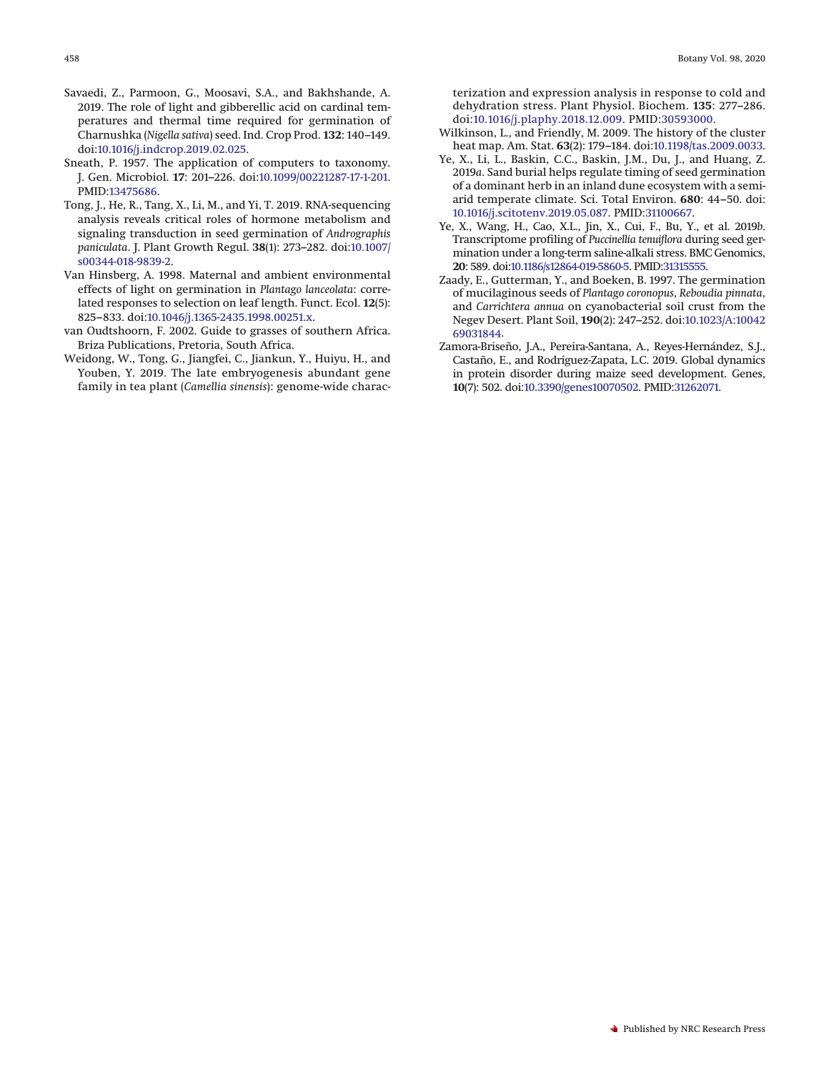Savaedi, Z., Parmoon, G., Moosavi, S.A., and Bakhshande, A. 2019. The role of light and gibberellic acid on cardinal temperatures and thermal time required for germination of Charnushka (*Nigella sativa*) seed. Ind. Crop Prod. **132**: 140–149. doi:10.1016/j.indcrop.2019.02.025.

Sneath, P. 1957. The application of computers to taxonomy. J. Gen. Microbiol. **17**: 201–226. doi:10.1099/00221287-17-1-201. PMID:13475686.

Tong, J., He, R., Tang, X., Li, M., and Yi, T. 2019. RNA-sequencing analysis reveals critical roles of hormone metabolism and signaling transduction in seed germination of *Andrographis paniculata*. J. Plant Growth Regul. **38**(1): 273–282. doi:10.1007/s00344-018-9839-2.

Van Hinsberg, A. 1998. Maternal and ambient environmental effects of light on germination in *Plantago lanceolata*: correlated responses to selection on leaf length. Funct. Ecol. **12**(5): 825–833. doi:10.1046/j.1365-2435.1998.00251.x.

van Oudtshoorn, F. 2002. Guide to grasses of southern Africa. Briza Publications, Pretoria, South Africa.

Weidong, W., Tong, G., Jiangfei, C., Jiankun, Y., Huiyu, H., and Youben, Y. 2019. The late embryogenesis abundant gene family in tea plant (*Camellia sinensis*): genome-wide characterization and expression analysis in response to cold and dehydration stress. Plant Physiol. Biochem. **135**: 277–286. doi:10.1016/j.plaphy.2018.12.009. PMID:30593000.

Wilkinson, L., and Friendly, M. 2009. The history of the cluster heat map. Am. Stat. **63**(2): 179–184. doi:10.1198/tas.2009.0033.

Ye, X., Li, L., Baskin, C.C., Baskin, J.M., Du, J., and Huang, Z. 2019*a*. Sand burial helps regulate timing of seed germination of a dominant herb in an inland dune ecosystem with a semi-arid temperate climate. Sci. Total Environ. **680**: 44–50. doi:10.1016/j.scitotenv.2019.05.087. PMID:31100667.

Ye, X., Wang, H., Cao, X.L., Jin, X., Cui, F., Bu, Y., et al. 2019*b*. Transcriptome profiling of *Puccinellia tenuiflora* during seed germination under a long-term saline-alkali stress. BMC Genomics, **20**: 589. doi:10.1186/s12864-019-5860-5. PMID:31315555.

Zaady, E., Gutterman, Y., and Boeken, B. 1997. The germination of mucilaginous seeds of *Plantago coronopus*, *Reboudia pinnata*, and *Carrichtera annua* on cyanobacterial soil crust from the Negev Desert. Plant Soil, **190**(2): 247–252. doi:10.1023/A:1004269031844.

Zamora-Briseño, J.A., Pereira-Santana, A., Reyes-Hernández, S.J., Castaño, E., and Rodríguez-Zapata, L.C. 2019. Global dynamics in protein disorder during maize seed development. Genes, **10**(7): 502. doi:10.3390/genes10070502. PMID:31262071.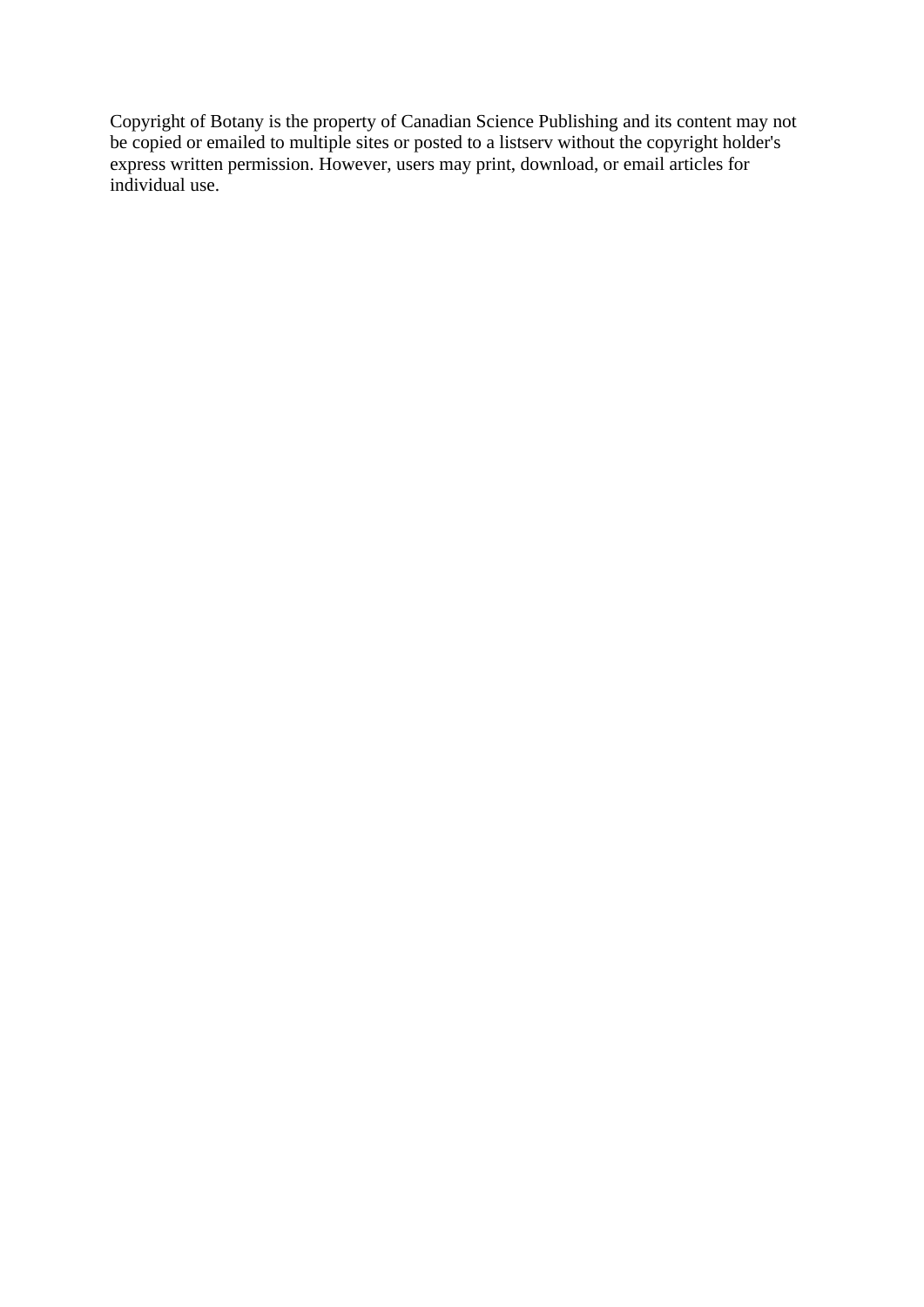Copyright of Botany is the property of Canadian Science Publishing and its content may not be copied or emailed to multiple sites or posted to a listserv without the copyright holder's express written permission. However, users may print, download, or email articles for individual use.